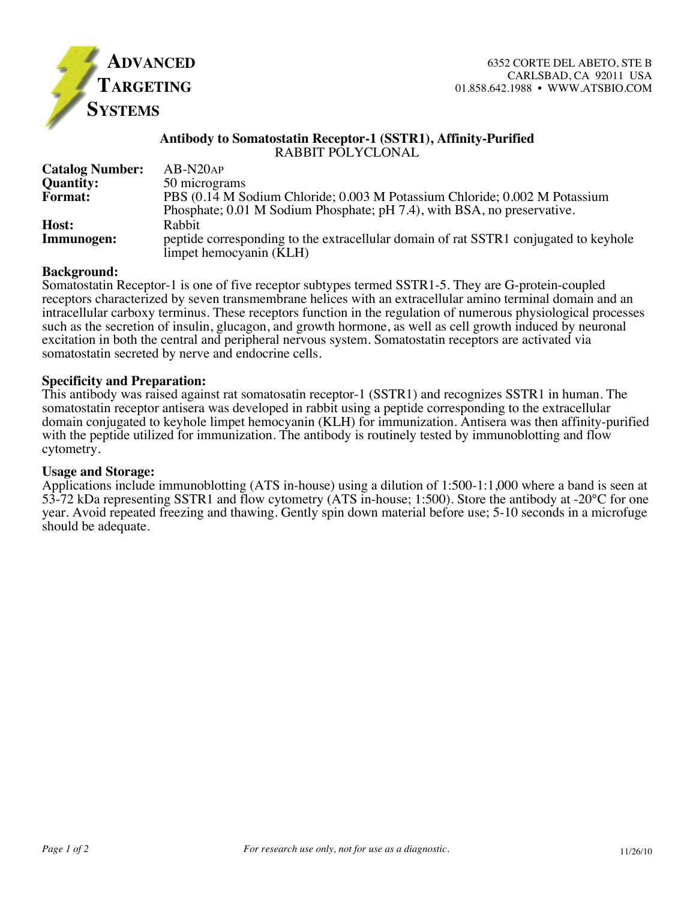**ADVANCED TARGETING SYSTEMS**

6352 CORTE DEL ABETO, STE B
CARLSBAD, CA 92011 USA
01.858.642.1988 • WWW.ATSBIO.COM

## Antibody to Somatostatin Receptor-1 (SSTR1), Affinity-Purified

RABBIT POLYCLONAL

**Catalog Number:** AB-N20AP
**Quantity:** 50 micrograms
**Format:** PBS (0.14 M Sodium Chloride; 0.003 M Potassium Chloride; 0.002 M Potassium Phosphate; 0.01 M Sodium Phosphate; pH 7.4), with BSA, no preservative.
**Host:** Rabbit
**Immunogen:** peptide corresponding to the extracellular domain of rat SSTR1 conjugated to keyhole limpet hemocyanin (KLH)

**Background:**
Somatostatin Receptor-1 is one of five receptor subtypes termed SSTR1-5. They are G-protein-coupled receptors characterized by seven transmembrane helices with an extracellular amino terminal domain and an intracellular carboxy terminus. These receptors function in the regulation of numerous physiological processes such as the secretion of insulin, glucagon, and growth hormone, as well as cell growth induced by neuronal excitation in both the central and peripheral nervous system. Somatostatin receptors are activated via somatostatin secreted by nerve and endocrine cells.

**Specificity and Preparation:**
This antibody was raised against rat somatosatin receptor-1 (SSTR1) and recognizes SSTR1 in human. The somatostatin receptor antisera was developed in rabbit using a peptide corresponding to the extracellular domain conjugated to keyhole limpet hemocyanin (KLH) for immunization. Antisera was then affinity-purified with the peptide utilized for immunization. The antibody is routinely tested by immunoblotting and flow cytometry.

**Usage and Storage:**
Applications include immunoblotting (ATS in-house) using a dilution of 1:500-1:1,000 where a band is seen at 53-72 kDa representing SSTR1 and flow cytometry (ATS in-house; 1:500). Store the antibody at -20°C for one year. Avoid repeated freezing and thawing. Gently spin down material before use; 5-10 seconds in a microfuge should be adequate.

*For research use only, not for use as a diagnostic.*

11/26/10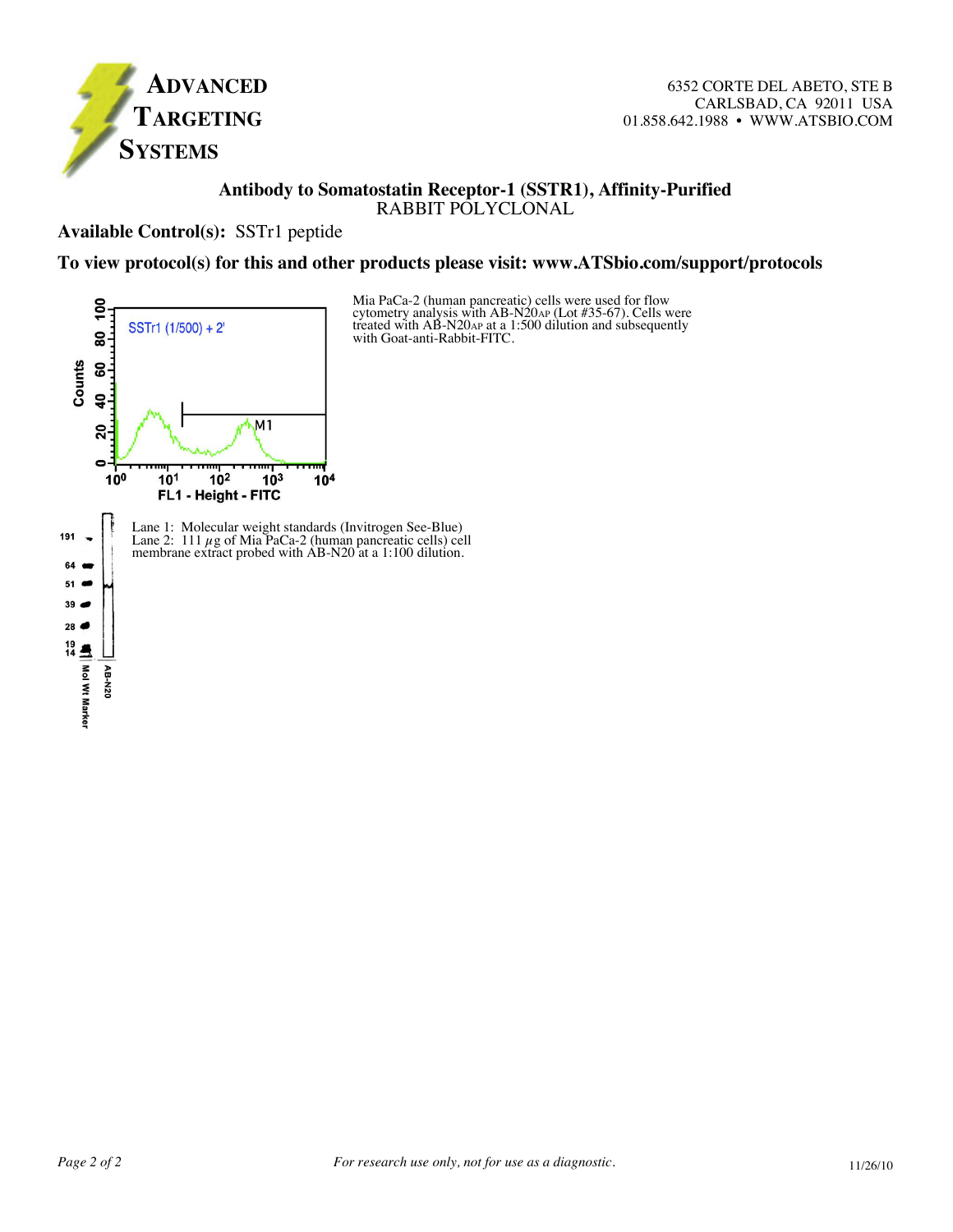ADVANCED TARGETING SYSTEMS

6352 CORTE DEL ABETO, STE B
CARLSBAD, CA 92011 USA
01.858.642.1988 • WWW.ATSBIO.COM

## Antibody to Somatostatin Receptor-1 (SSTR1), Affinity-Purified

RABBIT POLYCLONAL

**Available Control(s):** SSTr1 peptide

**To view protocol(s) for this and other products please visit: www.ATSbio.com/support/protocols**

SSTr1 (1/500) + 2'

Counts

0 20 40 60 80 100

M1

$10^0$ $10^1$ $10^2$ $10^3$ $10^4$

FL1 - Height - FITC

Mia PaCa-2 (human pancreatic) cells were used for flow cytometry analysis with AB-N20AP (Lot #35-67). Cells were treated with AB-N20AP at a 1:500 dilution and subsequently with Goat-anti-Rabbit-FITC.

191

64

51

39

28

19

14

Mol Wt Marker

AB-N20

Lane 1: Molecular weight standards (Invitrogen See-Blue)
Lane 2: 111 $\mu$g of Mia PaCa-2 (human pancreatic cells) cell membrane extract probed with AB-N20 at a 1:100 dilution.

*For research use only, not for use as a diagnostic.*

11/26/10